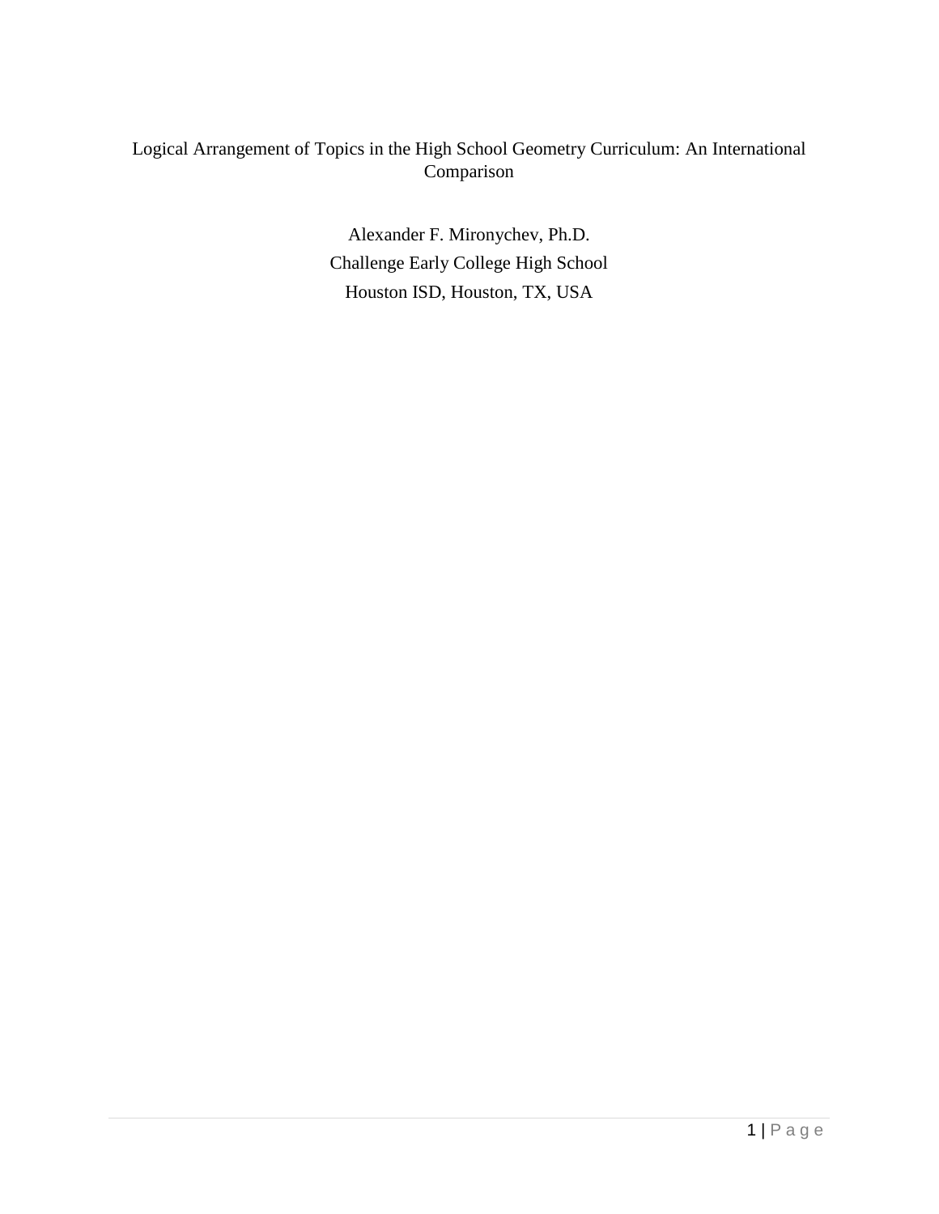# Logical Arrangement of Topics in the High School Geometry Curriculum: An International Comparison

Alexander F. Mironychev, Ph.D.

Challenge Early College High School

Houston ISD, Houston, TX, USA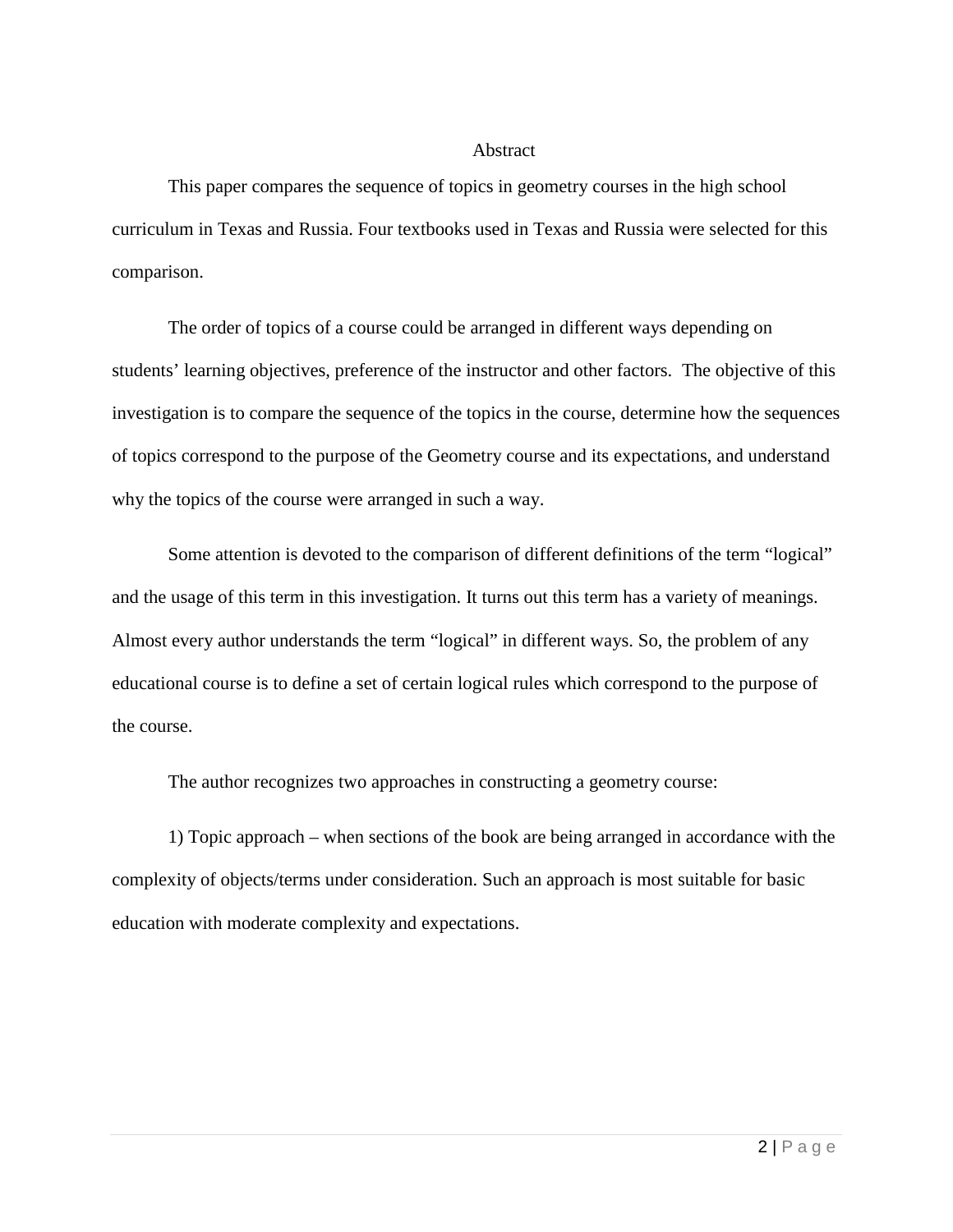## Abstract

This paper compares the sequence of topics in geometry courses in the high school curriculum in Texas and Russia. Four textbooks used in Texas and Russia were selected for this comparison.

The order of topics of a course could be arranged in different ways depending on students' learning objectives, preference of the instructor and other factors. The objective of this investigation is to compare the sequence of the topics in the course, determine how the sequences of topics correspond to the purpose of the Geometry course and its expectations, and understand why the topics of the course were arranged in such a way.

Some attention is devoted to the comparison of different definitions of the term "logical" and the usage of this term in this investigation. It turns out this term has a variety of meanings. Almost every author understands the term "logical" in different ways. So, the problem of any educational course is to define a set of certain logical rules which correspond to the purpose of the course.

The author recognizes two approaches in constructing a geometry course:

1) Topic approach – when sections of the book are being arranged in accordance with the complexity of objects/terms under consideration. Such an approach is most suitable for basic education with moderate complexity and expectations.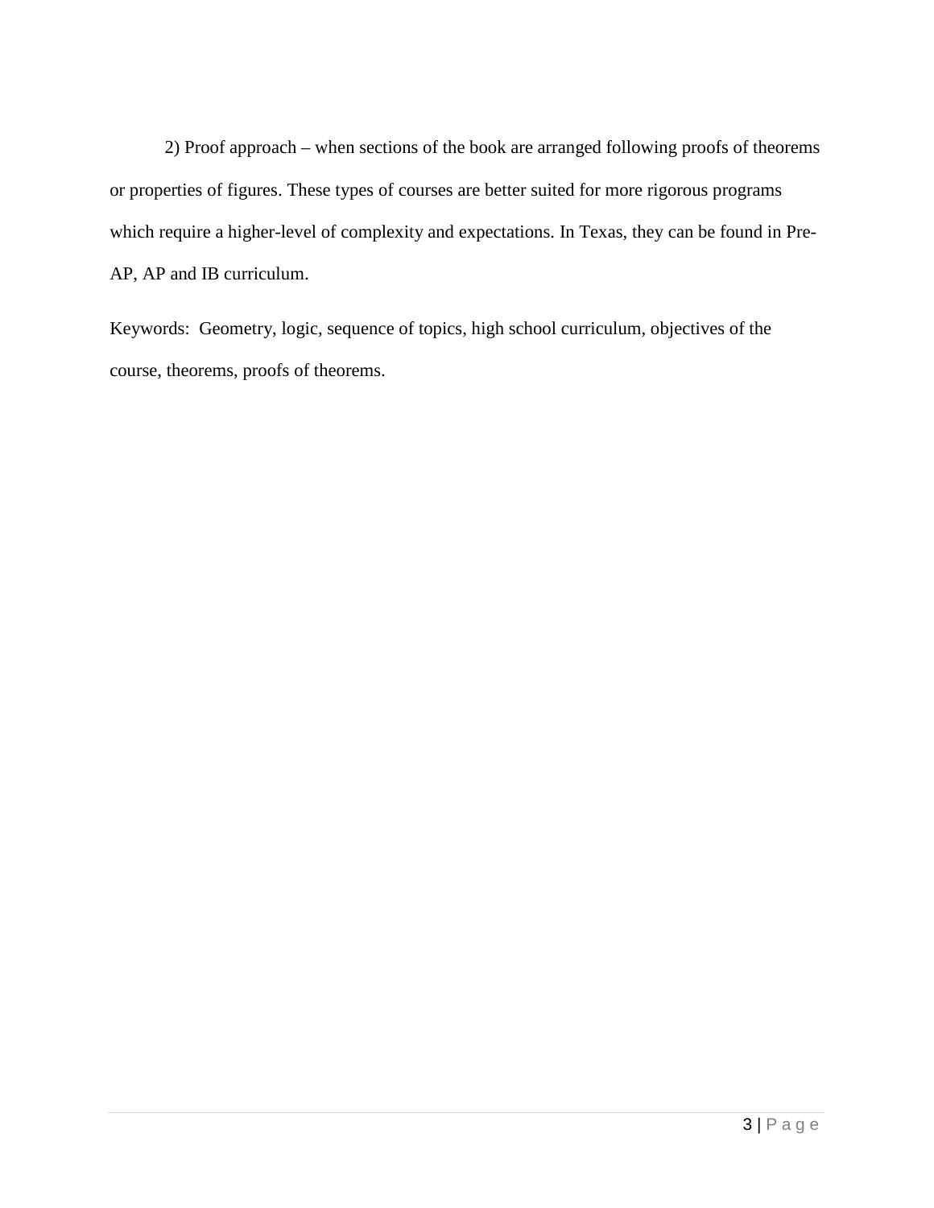2) Proof approach – when sections of the book are arranged following proofs of theorems or properties of figures. These types of courses are better suited for more rigorous programs which require a higher-level of complexity and expectations. In Texas, they can be found in Pre-AP, AP and IB curriculum.

Keywords: Geometry, logic, sequence of topics, high school curriculum, objectives of the course, theorems, proofs of theorems.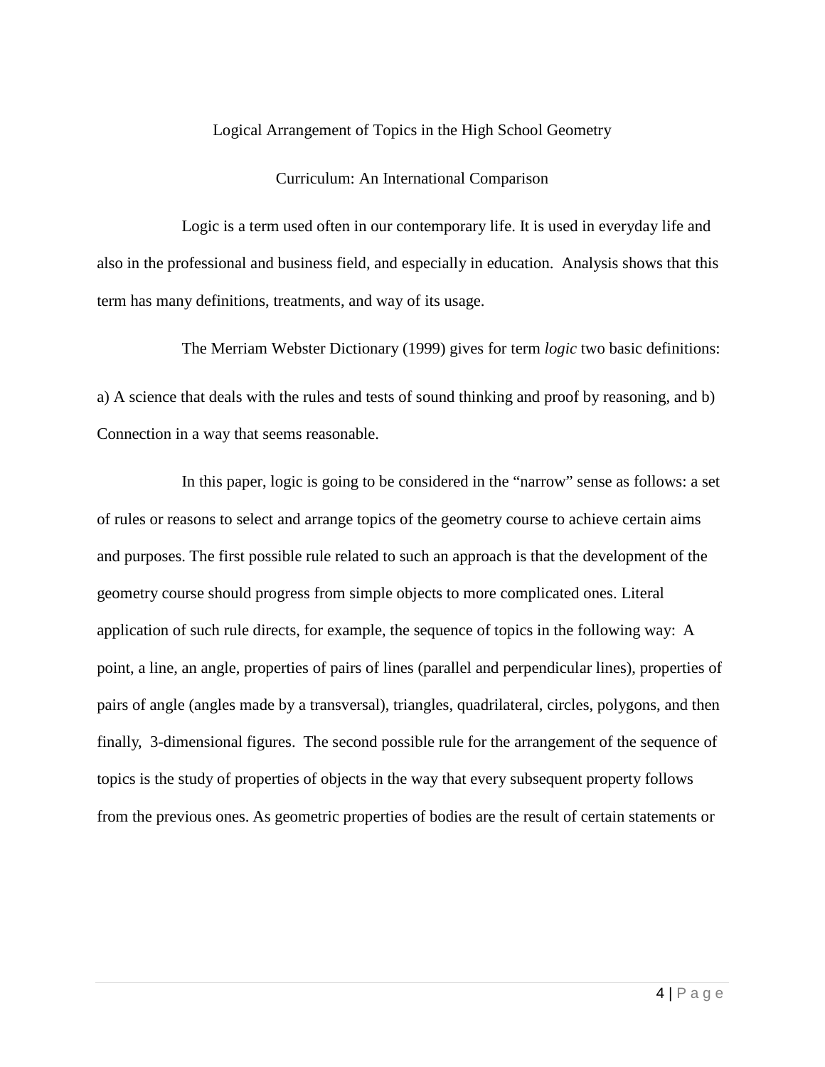# Logical Arrangement of Topics in the High School Geometry Curriculum: An International Comparison

Logic is a term used often in our contemporary life. It is used in everyday life and also in the professional and business field, and especially in education. Analysis shows that this term has many definitions, treatments, and way of its usage.

The Merriam Webster Dictionary (1999) gives for term *logic* two basic definitions:

a) A science that deals with the rules and tests of sound thinking and proof by reasoning, and b) Connection in a way that seems reasonable.

In this paper, logic is going to be considered in the "narrow" sense as follows: a set of rules or reasons to select and arrange topics of the geometry course to achieve certain aims and purposes. The first possible rule related to such an approach is that the development of the geometry course should progress from simple objects to more complicated ones. Literal application of such rule directs, for example, the sequence of topics in the following way: A point, a line, an angle, properties of pairs of lines (parallel and perpendicular lines), properties of pairs of angle (angles made by a transversal), triangles, quadrilateral, circles, polygons, and then finally, 3-dimensional figures. The second possible rule for the arrangement of the sequence of topics is the study of properties of objects in the way that every subsequent property follows from the previous ones. As geometric properties of bodies are the result of certain statements or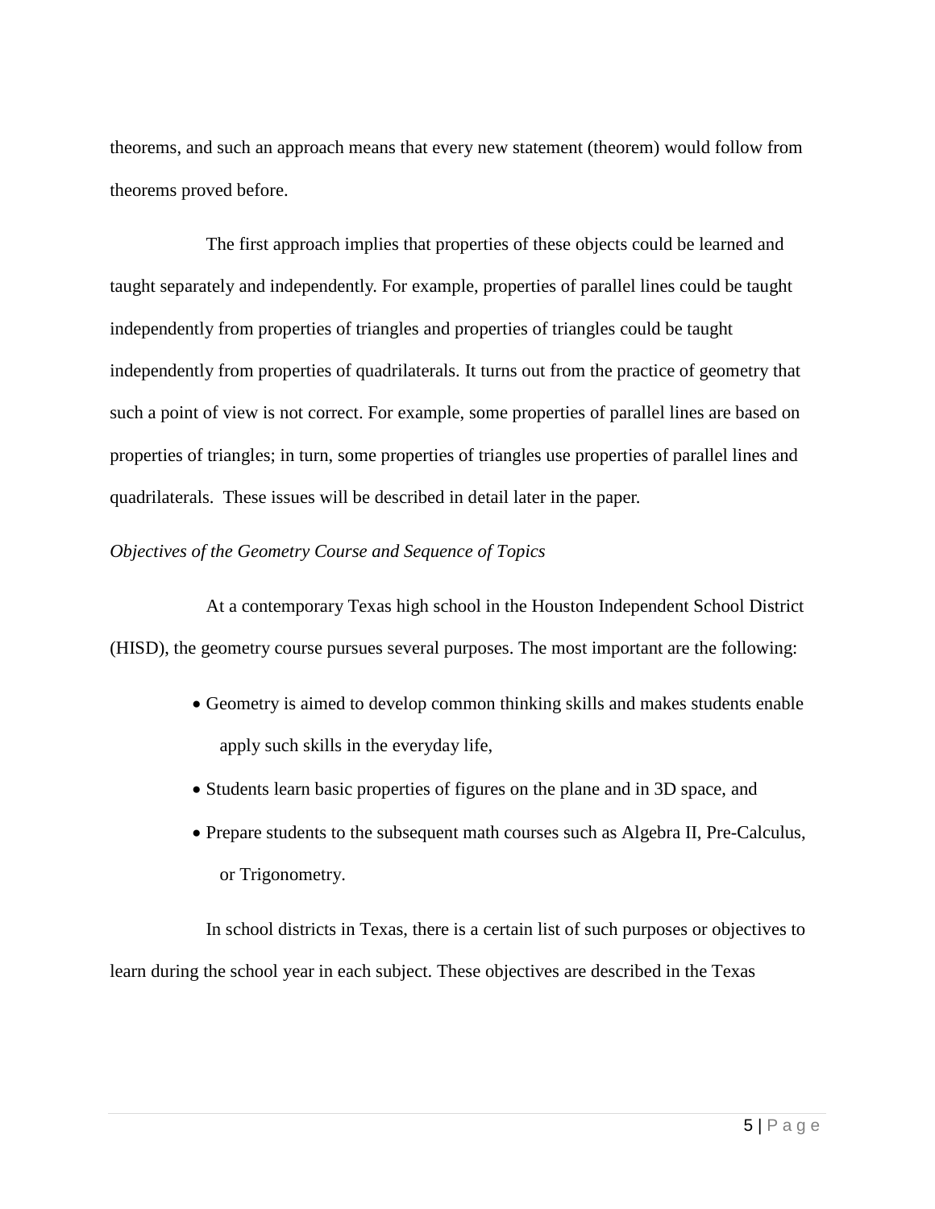theorems, and such an approach means that every new statement (theorem) would follow from theorems proved before.

The first approach implies that properties of these objects could be learned and taught separately and independently. For example, properties of parallel lines could be taught independently from properties of triangles and properties of triangles could be taught independently from properties of quadrilaterals. It turns out from the practice of geometry that such a point of view is not correct. For example, some properties of parallel lines are based on properties of triangles; in turn, some properties of triangles use properties of parallel lines and quadrilaterals. These issues will be described in detail later in the paper.

*Objectives of the Geometry Course and Sequence of Topics*

At a contemporary Texas high school in the Houston Independent School District (HISD), the geometry course pursues several purposes. The most important are the following:

- Geometry is aimed to develop common thinking skills and makes students enable apply such skills in the everyday life,
- Students learn basic properties of figures on the plane and in 3D space, and
- Prepare students to the subsequent math courses such as Algebra II, Pre-Calculus, or Trigonometry.

In school districts in Texas, there is a certain list of such purposes or objectives to learn during the school year in each subject. These objectives are described in the Texas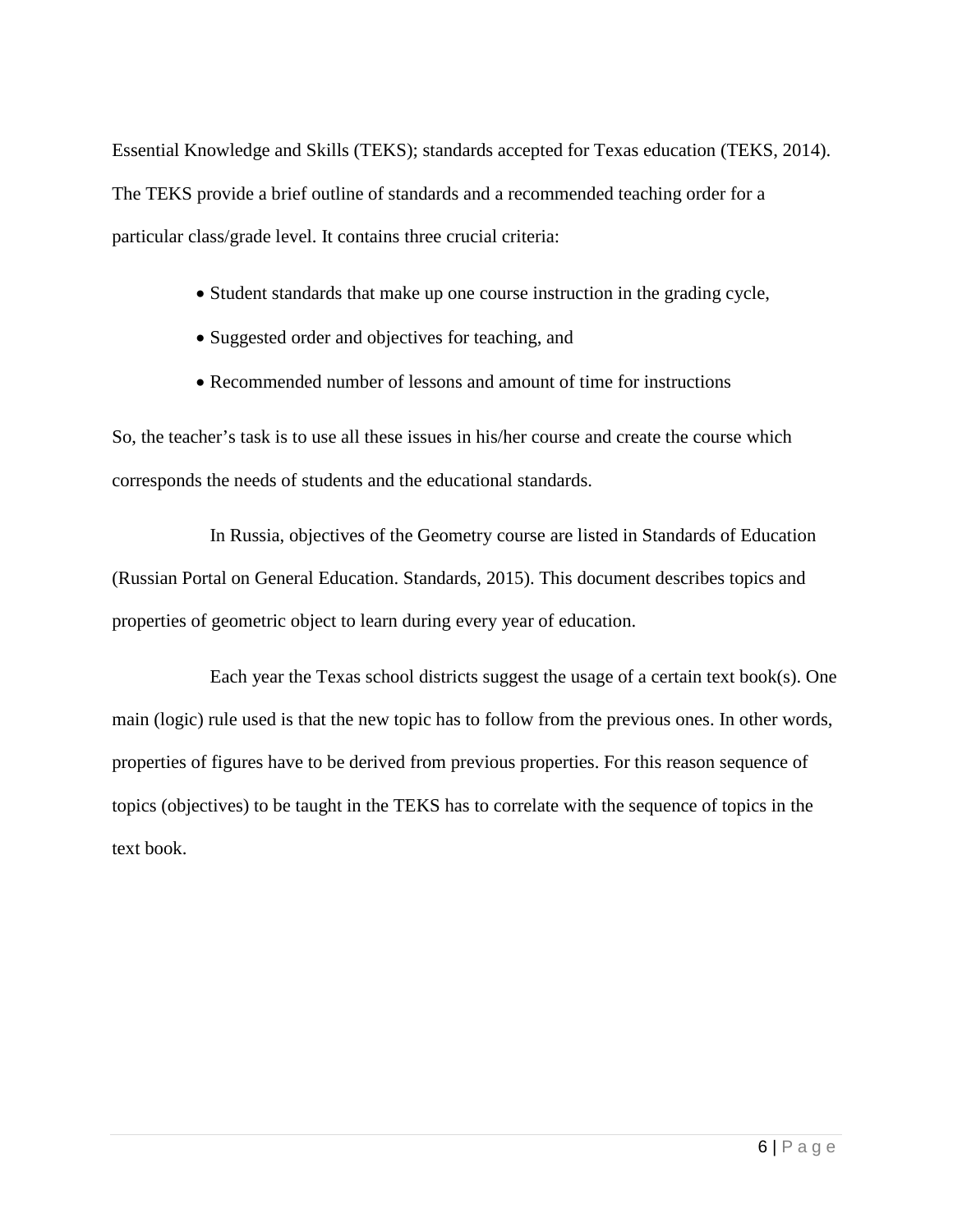Essential Knowledge and Skills (TEKS); standards accepted for Texas education (TEKS, 2014). The TEKS provide a brief outline of standards and a recommended teaching order for a particular class/grade level. It contains three crucial criteria:

- Student standards that make up one course instruction in the grading cycle,
- Suggested order and objectives for teaching, and
- Recommended number of lessons and amount of time for instructions

So, the teacher's task is to use all these issues in his/her course and create the course which corresponds the needs of students and the educational standards.

In Russia, objectives of the Geometry course are listed in Standards of Education (Russian Portal on General Education. Standards, 2015). This document describes topics and properties of geometric object to learn during every year of education.

Each year the Texas school districts suggest the usage of a certain text book(s). One main (logic) rule used is that the new topic has to follow from the previous ones. In other words, properties of figures have to be derived from previous properties. For this reason sequence of topics (objectives) to be taught in the TEKS has to correlate with the sequence of topics in the text book.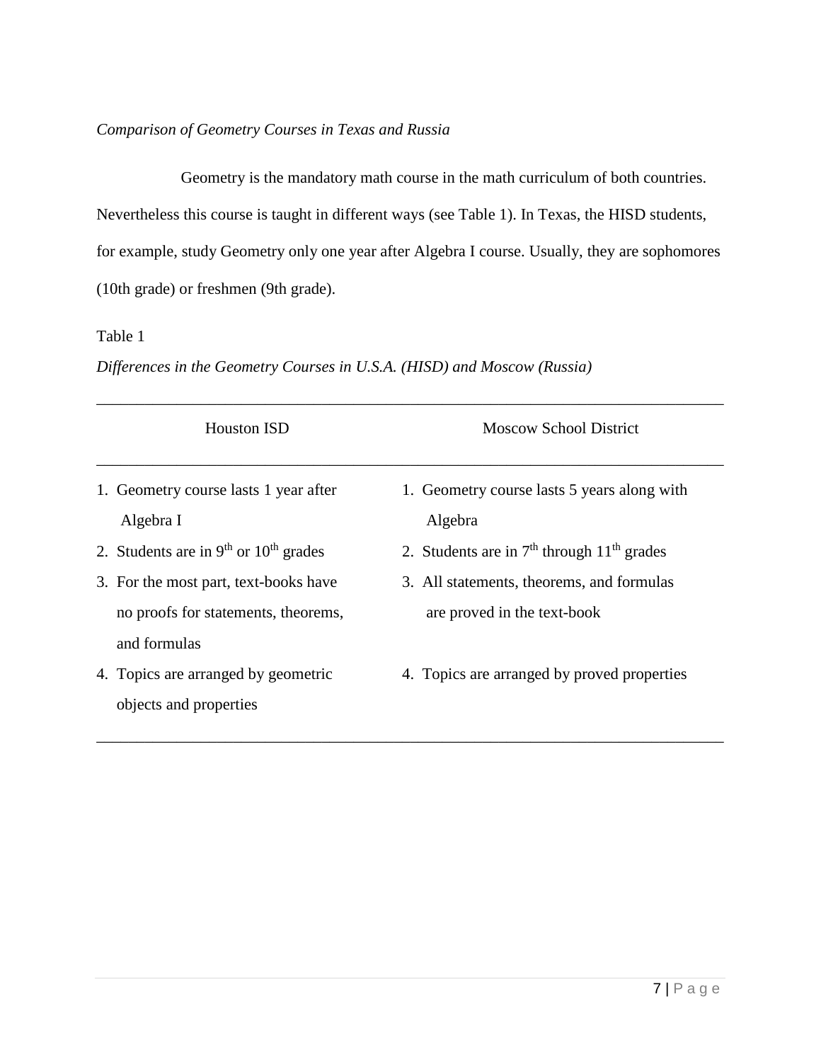*Comparison of Geometry Courses in Texas and Russia*

Geometry is the mandatory math course in the math curriculum of both countries. Nevertheless this course is taught in different ways (see Table 1). In Texas, the HISD students, for example, study Geometry only one year after Algebra I course. Usually, they are sophomores (10th grade) or freshmen (9th grade).

Table 1

*Differences in the Geometry Courses in U.S.A. (HISD) and Moscow (Russia)*

| Houston ISD | Moscow School District |
|---|---|
| 1. Geometry course lasts 1 year after Algebra I | 1. Geometry course lasts 5 years along with Algebra |
| 2. Students are in $9^{th}$ or $10^{th}$ grades | 2. Students are in $7^{th}$ through $11^{th}$ grades |
| 3. For the most part, text-books have no proofs for statements, theorems, and formulas | 3. All statements, theorems, and formulas are proved in the text-book |
| 4. Topics are arranged by geometric objects and properties | 4. Topics are arranged by proved properties |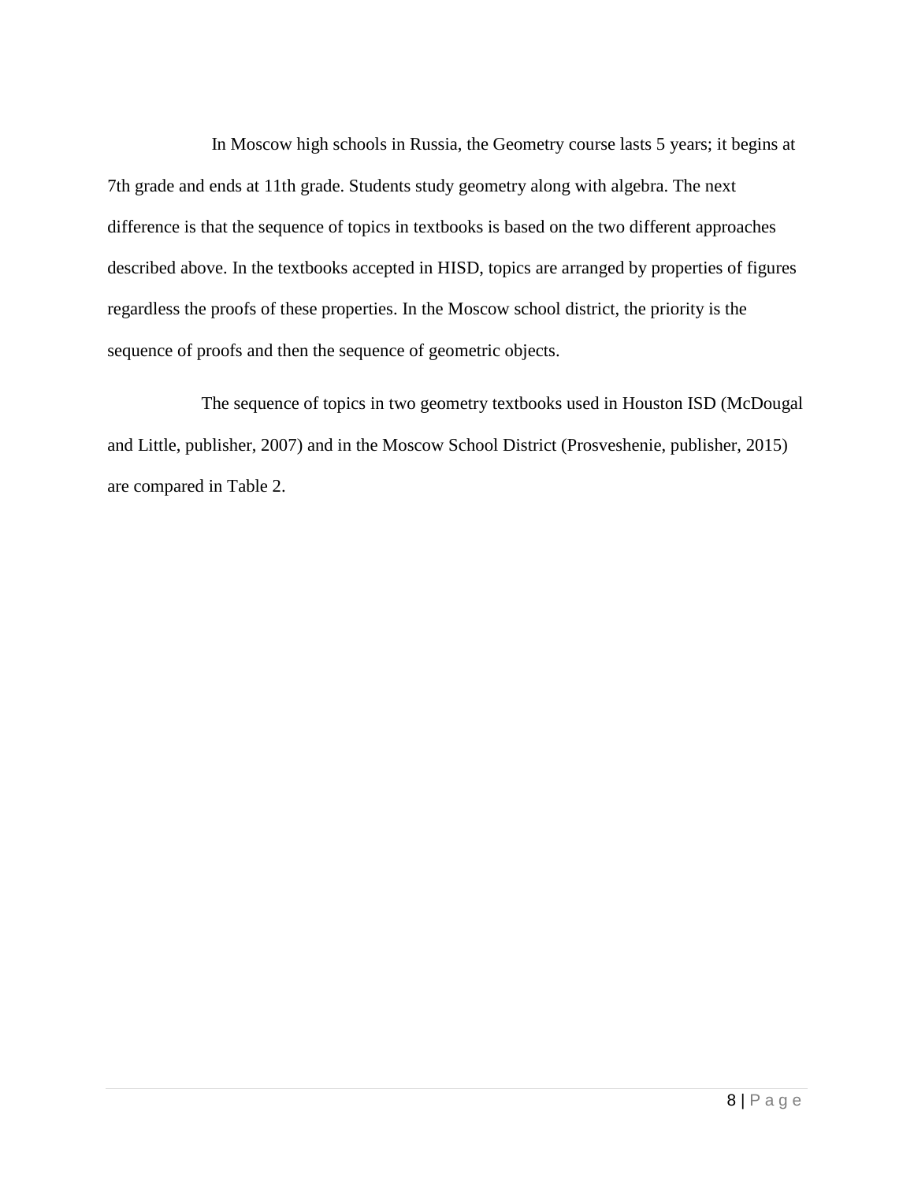In Moscow high schools in Russia, the Geometry course lasts 5 years; it begins at 7th grade and ends at 11th grade. Students study geometry along with algebra. The next difference is that the sequence of topics in textbooks is based on the two different approaches described above. In the textbooks accepted in HISD, topics are arranged by properties of figures regardless the proofs of these properties. In the Moscow school district, the priority is the sequence of proofs and then the sequence of geometric objects.

The sequence of topics in two geometry textbooks used in Houston ISD (McDougal and Little, publisher, 2007) and in the Moscow School District (Prosveshenie, publisher, 2015) are compared in Table 2.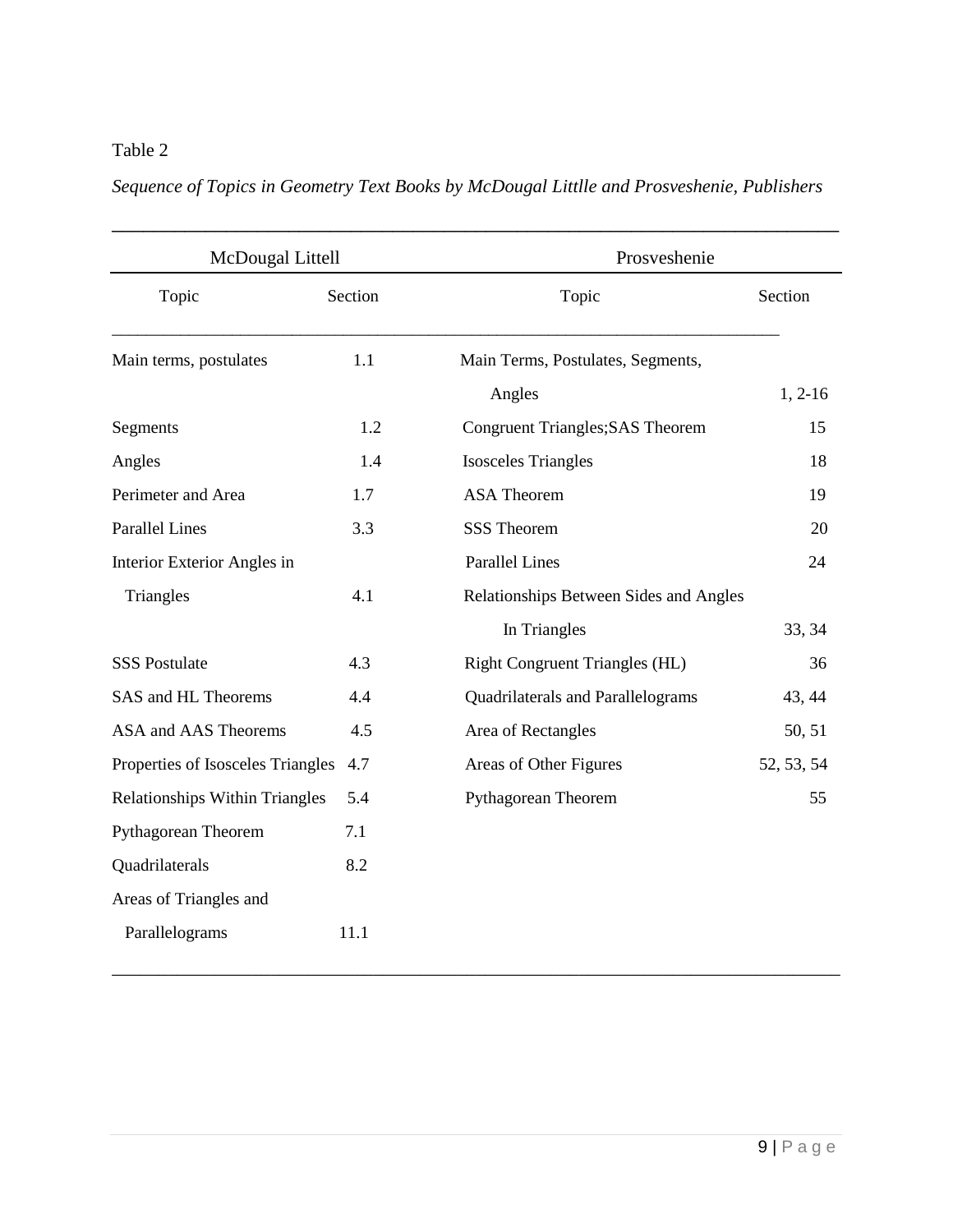Table 2

*Sequence of Topics in Geometry Text Books by McDougal Littlle and Prosveshenie, Publishers*

| McDougal Littell | | Prosveshenie | |
|---|---|---|---|
| Topic | Section | Topic | Section |
| Main terms, postulates | 1.1 | Main Terms, Postulates, Segments, Angles | 1, 2-16 |
| Segments | 1.2 | Congruent Triangles;SAS Theorem | 15 |
| Angles | 1.4 | Isosceles Triangles | 18 |
| Perimeter and Area | 1.7 | ASA Theorem | 19 |
| Parallel Lines | 3.3 | SSS Theorem | 20 |
| Interior Exterior Angles in Triangles | 4.1 | Parallel Lines | 24 |
| | | Relationships Between Sides and Angles In Triangles | 33, 34 |
| SSS Postulate | 4.3 | Right Congruent Triangles (HL) | 36 |
| SAS and HL Theorems | 4.4 | Quadrilaterals and Parallelograms | 43, 44 |
| ASA and AAS Theorems | 4.5 | Area of Rectangles | 50, 51 |
| Properties of Isosceles Triangles | 4.7 | Areas of Other Figures | 52, 53, 54 |
| Relationships Within Triangles | 5.4 | Pythagorean Theorem | 55 |
| Pythagorean Theorem | 7.1 | | |
| Quadrilaterals | 8.2 | | |
| Areas of Triangles and Parallelograms | 11.1 | | |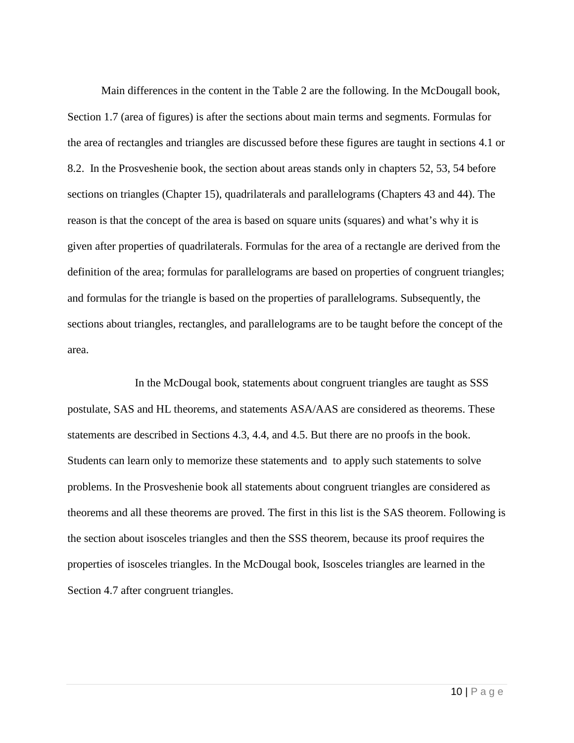Main differences in the content in the Table 2 are the following. In the McDougall book, Section 1.7 (area of figures) is after the sections about main terms and segments. Formulas for the area of rectangles and triangles are discussed before these figures are taught in sections 4.1 or 8.2. In the Prosveshenie book, the section about areas stands only in chapters 52, 53, 54 before sections on triangles (Chapter 15), quadrilaterals and parallelograms (Chapters 43 and 44). The reason is that the concept of the area is based on square units (squares) and what's why it is given after properties of quadrilaterals. Formulas for the area of a rectangle are derived from the definition of the area; formulas for parallelograms are based on properties of congruent triangles; and formulas for the triangle is based on the properties of parallelograms. Subsequently, the sections about triangles, rectangles, and parallelograms are to be taught before the concept of the area.

In the McDougal book, statements about congruent triangles are taught as SSS postulate, SAS and HL theorems, and statements ASA/AAS are considered as theorems. These statements are described in Sections 4.3, 4.4, and 4.5. But there are no proofs in the book. Students can learn only to memorize these statements and to apply such statements to solve problems. In the Prosveshenie book all statements about congruent triangles are considered as theorems and all these theorems are proved. The first in this list is the SAS theorem. Following is the section about isosceles triangles and then the SSS theorem, because its proof requires the properties of isosceles triangles. In the McDougal book, Isosceles triangles are learned in the Section 4.7 after congruent triangles.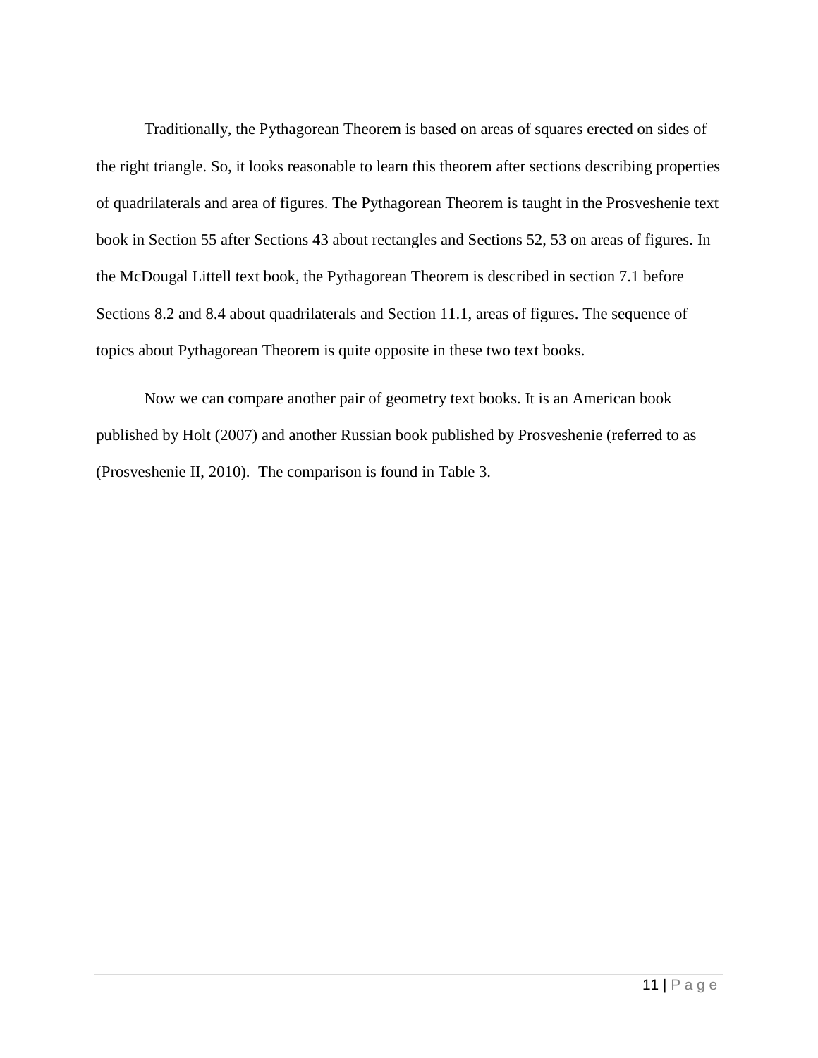Traditionally, the Pythagorean Theorem is based on areas of squares erected on sides of the right triangle. So, it looks reasonable to learn this theorem after sections describing properties of quadrilaterals and area of figures. The Pythagorean Theorem is taught in the Prosveshenie text book in Section 55 after Sections 43 about rectangles and Sections 52, 53 on areas of figures. In the McDougal Littell text book, the Pythagorean Theorem is described in section 7.1 before Sections 8.2 and 8.4 about quadrilaterals and Section 11.1, areas of figures. The sequence of topics about Pythagorean Theorem is quite opposite in these two text books.

Now we can compare another pair of geometry text books. It is an American book published by Holt (2007) and another Russian book published by Prosveshenie (referred to as (Prosveshenie II, 2010). The comparison is found in Table 3.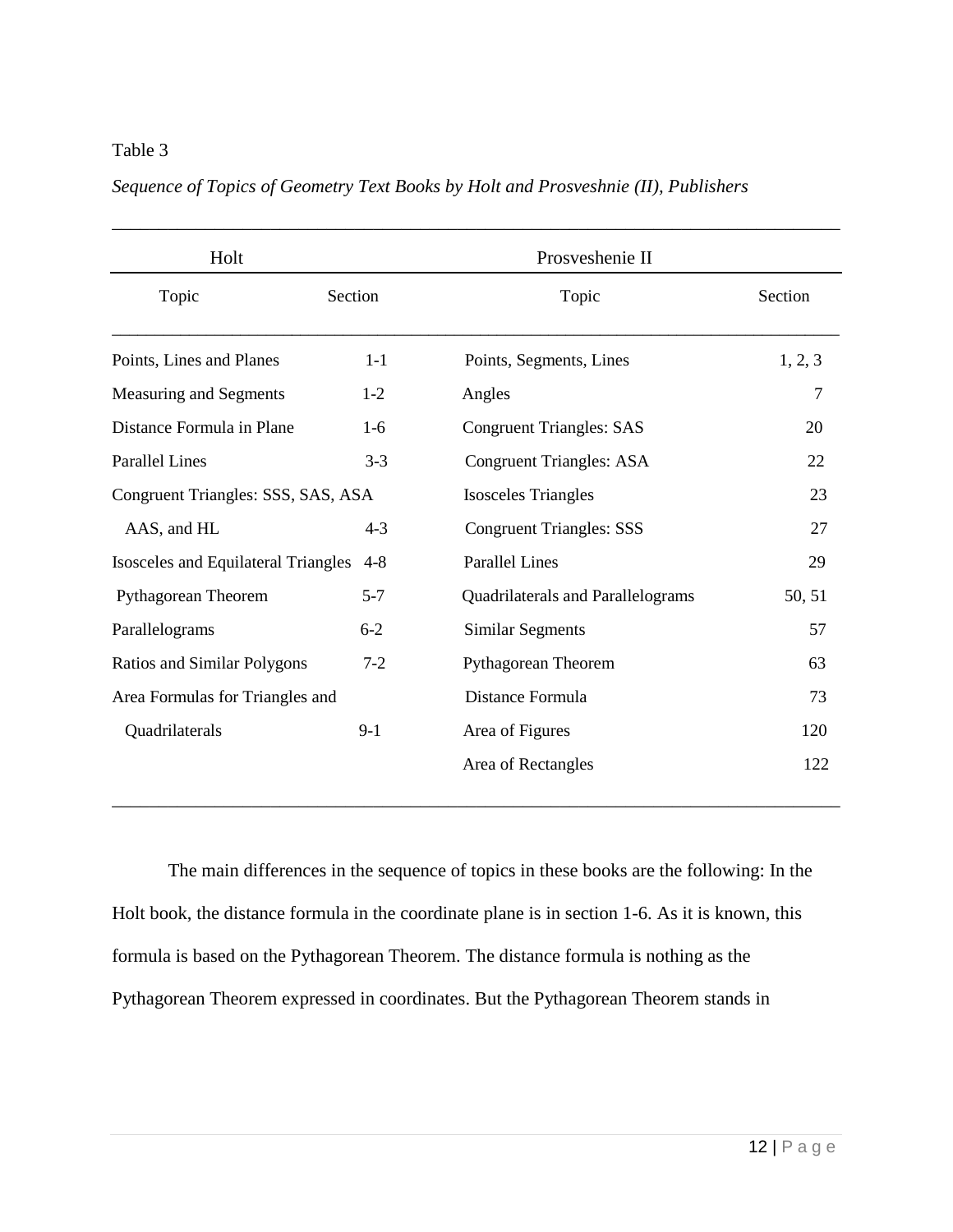Table 3

*Sequence of Topics of Geometry Text Books by Holt and Prosveshnie (II), Publishers*

| Holt | | Prosveshenie II | |
|---|---|---|---|
| Topic | Section | Topic | Section |
| Points, Lines and Planes | 1-1 | Points, Segments, Lines | 1, 2, 3 |
| Measuring and Segments | 1-2 | Angles | 7 |
| Distance Formula in Plane | 1-6 | Congruent Triangles: SAS | 20 |
| Parallel Lines | 3-3 | Congruent Triangles: ASA | 22 |
| Congruent Triangles: SSS, SAS, ASA | | Isosceles Triangles | 23 |
| AAS, and HL | 4-3 | Congruent Triangles: SSS | 27 |
| Isosceles and Equilateral Triangles | 4-8 | Parallel Lines | 29 |
| Pythagorean Theorem | 5-7 | Quadrilaterals and Parallelograms | 50, 51 |
| Parallelograms | 6-2 | Similar Segments | 57 |
| Ratios and Similar Polygons | 7-2 | Pythagorean Theorem | 63 |
| Area Formulas for Triangles and | | Distance Formula | 73 |
| Quadrilaterals | 9-1 | Area of Figures | 120 |
| | | Area of Rectangles | 122 |

The main differences in the sequence of topics in these books are the following: In the Holt book, the distance formula in the coordinate plane is in section 1-6. As it is known, this formula is based on the Pythagorean Theorem. The distance formula is nothing as the Pythagorean Theorem expressed in coordinates. But the Pythagorean Theorem stands in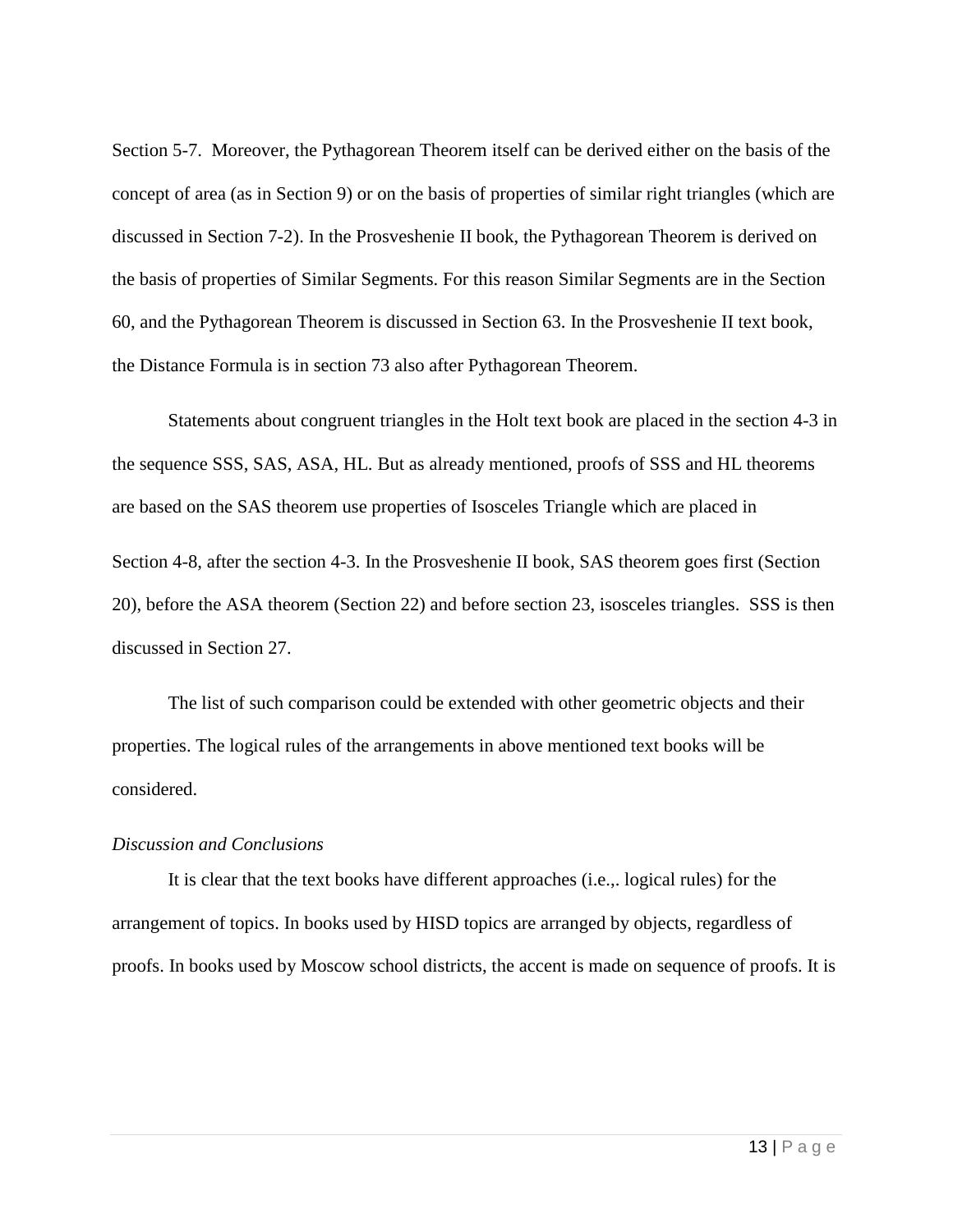Section 5-7. Moreover, the Pythagorean Theorem itself can be derived either on the basis of the concept of area (as in Section 9) or on the basis of properties of similar right triangles (which are discussed in Section 7-2). In the Prosveshenie II book, the Pythagorean Theorem is derived on the basis of properties of Similar Segments. For this reason Similar Segments are in the Section 60, and the Pythagorean Theorem is discussed in Section 63. In the Prosveshenie II text book, the Distance Formula is in section 73 also after Pythagorean Theorem.

Statements about congruent triangles in the Holt text book are placed in the section 4-3 in the sequence SSS, SAS, ASA, HL. But as already mentioned, proofs of SSS and HL theorems are based on the SAS theorem use properties of Isosceles Triangle which are placed in Section 4-8, after the section 4-3. In the Prosveshenie II book, SAS theorem goes first (Section 20), before the ASA theorem (Section 22) and before section 23, isosceles triangles. SSS is then discussed in Section 27.

The list of such comparison could be extended with other geometric objects and their properties. The logical rules of the arrangements in above mentioned text books will be considered.

*Discussion and Conclusions*

It is clear that the text books have different approaches (i.e.,. logical rules) for the arrangement of topics. In books used by HISD topics are arranged by objects, regardless of proofs. In books used by Moscow school districts, the accent is made on sequence of proofs. It is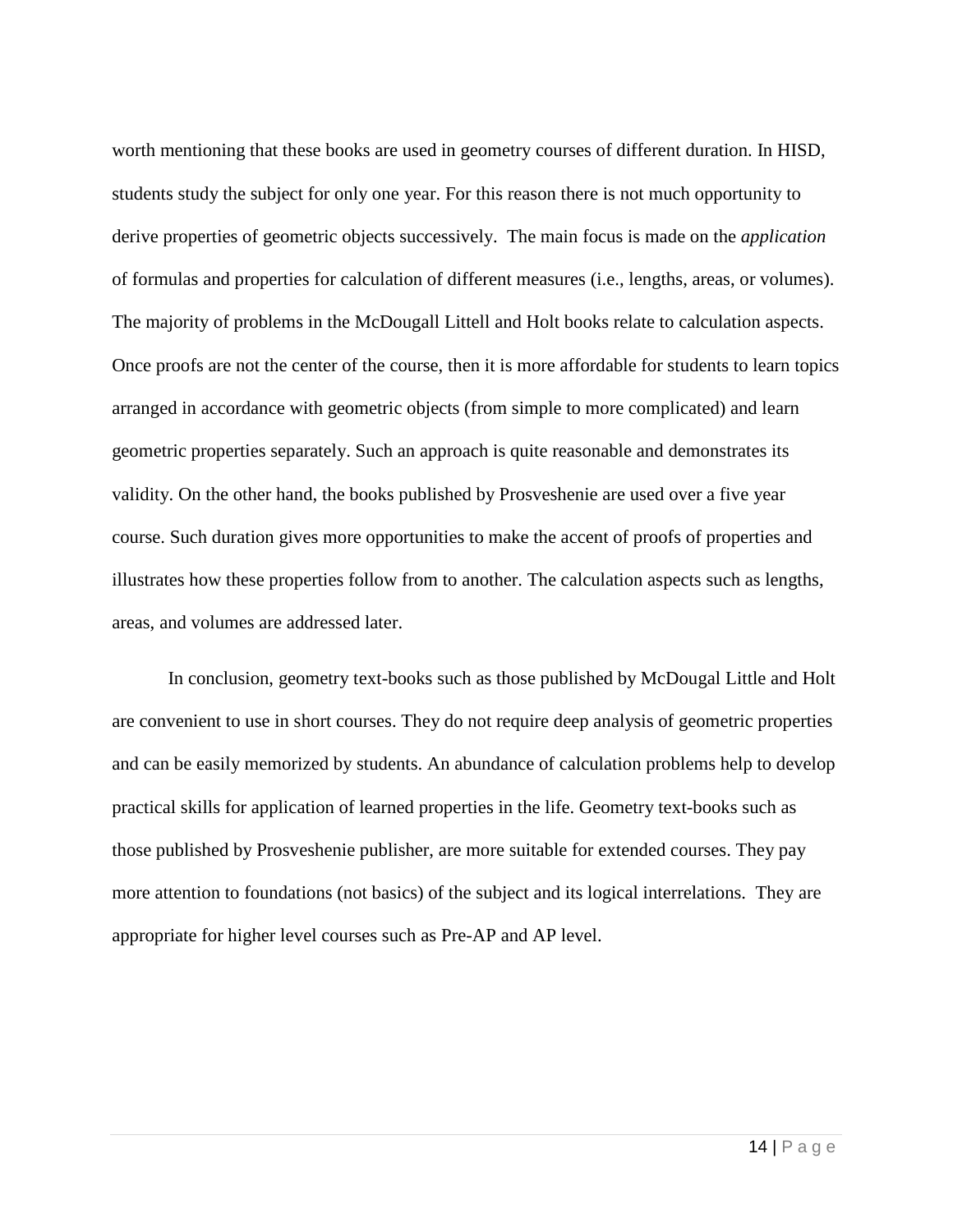worth mentioning that these books are used in geometry courses of different duration. In HISD, students study the subject for only one year. For this reason there is not much opportunity to derive properties of geometric objects successively. The main focus is made on the *application* of formulas and properties for calculation of different measures (i.e., lengths, areas, or volumes). The majority of problems in the McDougall Littell and Holt books relate to calculation aspects. Once proofs are not the center of the course, then it is more affordable for students to learn topics arranged in accordance with geometric objects (from simple to more complicated) and learn geometric properties separately. Such an approach is quite reasonable and demonstrates its validity. On the other hand, the books published by Prosveshenie are used over a five year course. Such duration gives more opportunities to make the accent of proofs of properties and illustrates how these properties follow from to another. The calculation aspects such as lengths, areas, and volumes are addressed later.

In conclusion, geometry text-books such as those published by McDougal Little and Holt are convenient to use in short courses. They do not require deep analysis of geometric properties and can be easily memorized by students. An abundance of calculation problems help to develop practical skills for application of learned properties in the life. Geometry text-books such as those published by Prosveshenie publisher, are more suitable for extended courses. They pay more attention to foundations (not basics) of the subject and its logical interrelations. They are appropriate for higher level courses such as Pre-AP and AP level.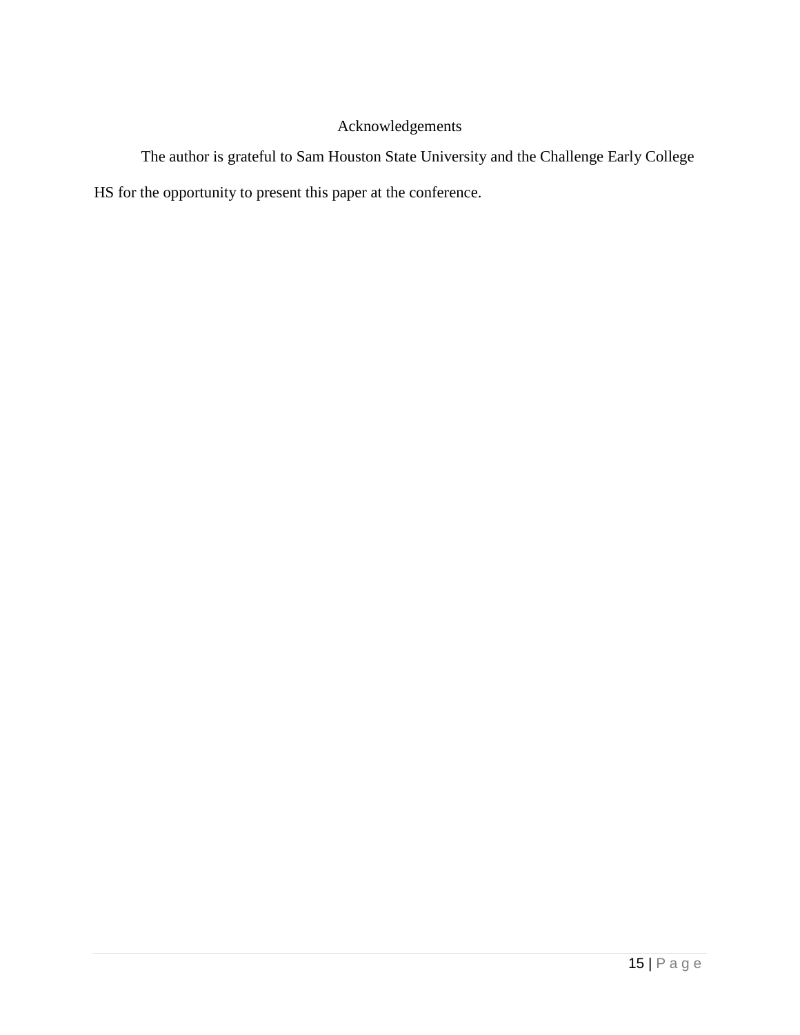## Acknowledgements

The author is grateful to Sam Houston State University and the Challenge Early College HS for the opportunity to present this paper at the conference.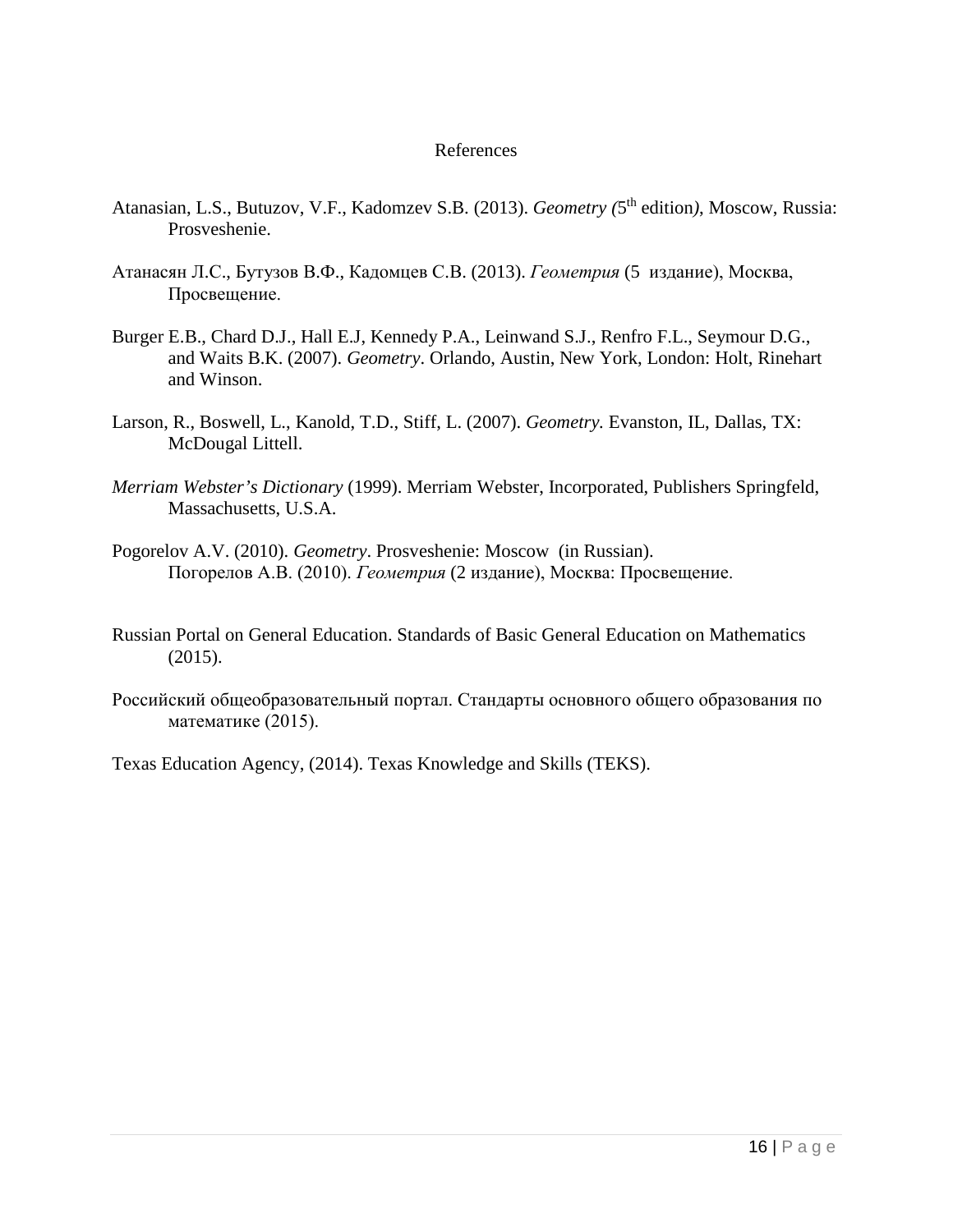# References

Atanasian, L.S., Butuzov, V.F., Kadomzev S.B. (2013). *Geometry (*5th edition*)*, Moscow, Russia: Prosveshenie.

Атанасян Л.С., Бутузов В.Ф., Кадомцев С.В. (2013). *Геометрия* (5 издание), Москва, Просвещение.

Burger E.B., Chard D.J., Hall E.J, Kennedy P.A., Leinwand S.J., Renfro F.L., Seymour D.G., and Waits B.K. (2007). *Geometry*. Orlando, Austin, New York, London: Holt, Rinehart and Winson.

Larson, R., Boswell, L., Kanold, T.D., Stiff, L. (2007). *Geometry*. Evanston, IL, Dallas, TX: McDougal Littell.

*Merriam Webster's Dictionary* (1999). Merriam Webster, Incorporated, Publishers Springfeld, Massachusetts, U.S.A.

Pogorelov A.V. (2010). *Geometry*. Prosveshenie: Moscow (in Russian).
Погорелов А.В. (2010). *Геометрия* (2 издание), Москва: Просвещение.

Russian Portal on General Education. Standards of Basic General Education on Mathematics (2015).

Российский общеобразовательный портал. Стандарты основного общего образования по математике (2015).

Texas Education Agency, (2014). Texas Knowledge and Skills (TEKS).